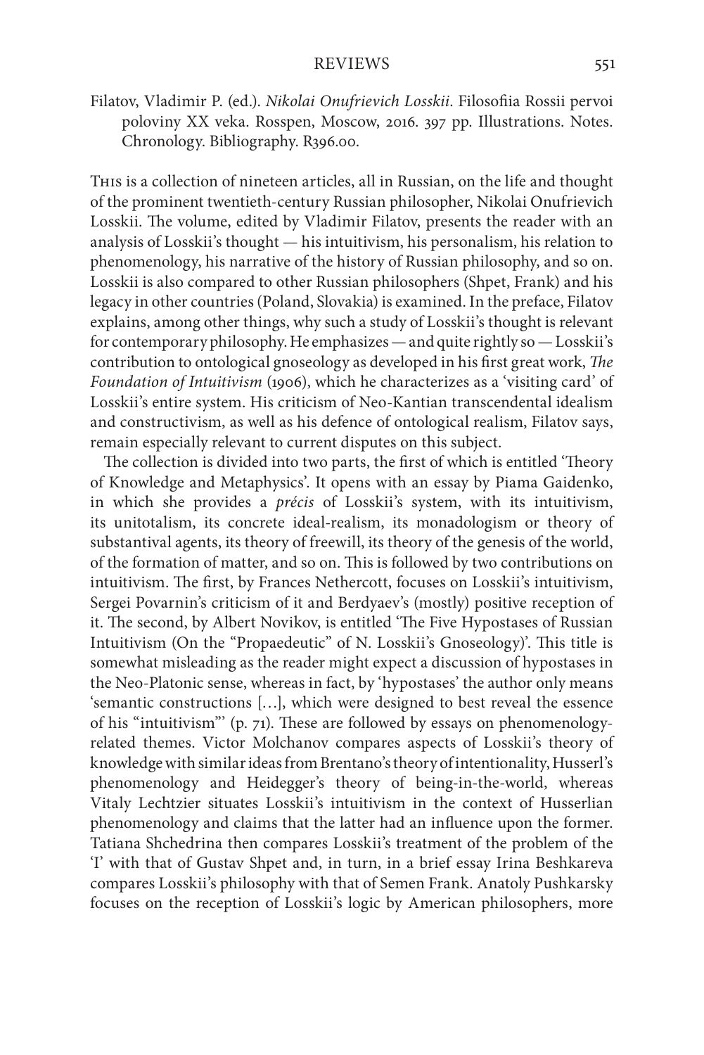Filatov, Vladimir P. (ed.). *Nikolai Onufrievich Losskii*. Filosofiia Rossii pervoi poloviny XX veka. Rosspen, Moscow, 2016. 397 pp. Illustrations. Notes. Chronology. Bibliography. R396.00.

This is a collection of nineteen articles, all in Russian, on the life and thought of the prominent twentieth-century Russian philosopher, Nikolai Onufrievich Losskii. The volume, edited by Vladimir Filatov, presents the reader with an analysis of Losskii's thought — his intuitivism, his personalism, his relation to phenomenology, his narrative of the history of Russian philosophy, and so on. Losskii is also compared to other Russian philosophers (Shpet, Frank) and his legacy in other countries (Poland, Slovakia) is examined. In the preface, Filatov explains, among other things, why such a study of Losskii's thought is relevant for contemporary philosophy. He emphasizes — and quite rightly so — Losskii's contribution to ontological gnoseology as developed in his first great work, *The Foundation of Intuitivism* (1906), which he characterizes as a 'visiting card' of Losskii's entire system. His criticism of Neo-Kantian transcendental idealism and constructivism, as well as his defence of ontological realism, Filatov says, remain especially relevant to current disputes on this subject.

The collection is divided into two parts, the first of which is entitled 'Theory of Knowledge and Metaphysics'. It opens with an essay by Piama Gaidenko, in which she provides a *précis* of Losskii's system, with its intuitivism, its unitotalism, its concrete ideal-realism, its monadologism or theory of substantival agents, its theory of freewill, its theory of the genesis of the world, of the formation of matter, and so on. This is followed by two contributions on intuitivism. The first, by Frances Nethercott, focuses on Losskii's intuitivism, Sergei Povarnin's criticism of it and Berdyaev's (mostly) positive reception of it. The second, by Albert Novikov, is entitled 'The Five Hypostases of Russian Intuitivism (On the "Propaedeutic" of N. Losskii's Gnoseology)'. This title is somewhat misleading as the reader might expect a discussion of hypostases in the Neo-Platonic sense, whereas in fact, by 'hypostases' the author only means 'semantic constructions […], which were designed to best reveal the essence of his "intuitivism"' (p. 71). These are followed by essays on phenomenology-related themes. Victor Molchanov compares aspects of Losskii's theory of knowledge with similar ideas from Brentano's theory of intentionality, Husserl's phenomenology and Heidegger's theory of being-in-the-world, whereas Vitaly Lechtzier situates Losskii's intuitivism in the context of Husserlian phenomenology and claims that the latter had an influence upon the former. Tatiana Shchedrina then compares Losskii's treatment of the problem of the 'I' with that of Gustav Shpet and, in turn, in a brief essay Irina Beshkareva compares Losskii's philosophy with that of Semen Frank. Anatoly Pushkarsky focuses on the reception of Losskii's logic by American philosophers, more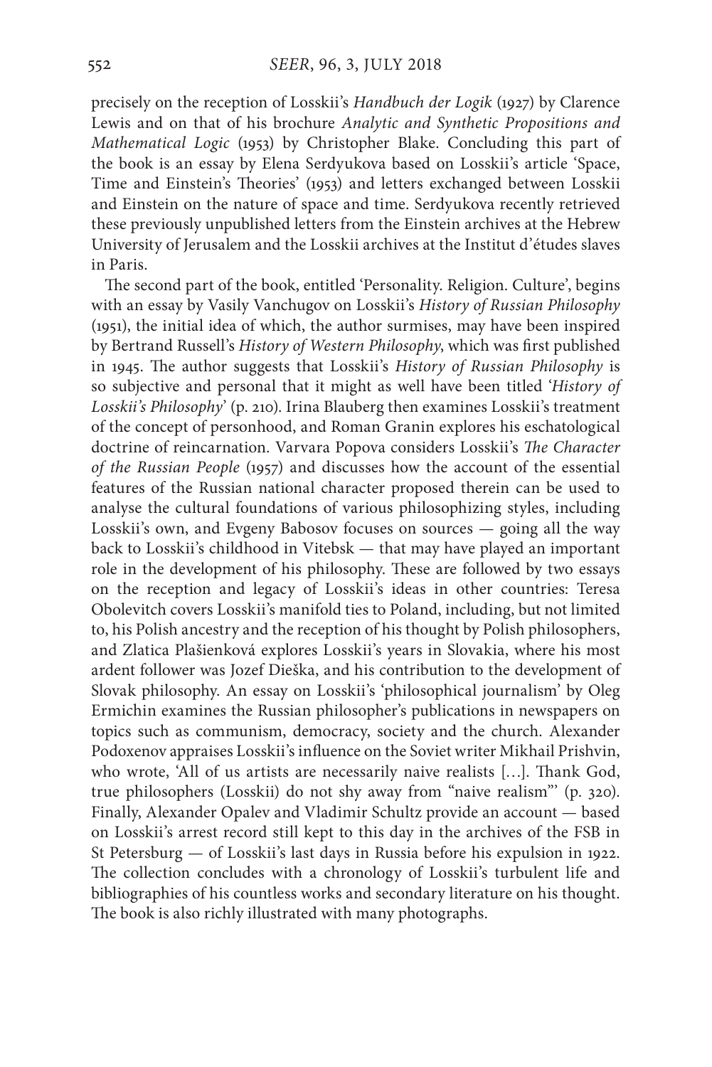precisely on the reception of Losskii's *Handbuch der Logik* (1927) by Clarence Lewis and on that of his brochure *Analytic and Synthetic Propositions and Mathematical Logic* (1953) by Christopher Blake. Concluding this part of the book is an essay by Elena Serdyukova based on Losskii's article 'Space, Time and Einstein's Theories' (1953) and letters exchanged between Losskii and Einstein on the nature of space and time. Serdyukova recently retrieved these previously unpublished letters from the Einstein archives at the Hebrew University of Jerusalem and the Losskii archives at the Institut d'études slaves in Paris.

The second part of the book, entitled 'Personality. Religion. Culture', begins with an essay by Vasily Vanchugov on Losskii's *History of Russian Philosophy* (1951), the initial idea of which, the author surmises, may have been inspired by Bertrand Russell's *History of Western Philosophy*, which was first published in 1945. The author suggests that Losskii's *History of Russian Philosophy* is so subjective and personal that it might as well have been titled '*History of Losskii's Philosophy*' (p. 210). Irina Blauberg then examines Losskii's treatment of the concept of personhood, and Roman Granin explores his eschatological doctrine of reincarnation. Varvara Popova considers Losskii's *The Character of the Russian People* (1957) and discusses how the account of the essential features of the Russian national character proposed therein can be used to analyse the cultural foundations of various philosophizing styles, including Losskii's own, and Evgeny Babosov focuses on sources — going all the way back to Losskii's childhood in Vitebsk — that may have played an important role in the development of his philosophy. These are followed by two essays on the reception and legacy of Losskii's ideas in other countries: Teresa Obolevitch covers Losskii's manifold ties to Poland, including, but not limited to, his Polish ancestry and the reception of his thought by Polish philosophers, and Zlatica Plašienková explores Losskii's years in Slovakia, where his most ardent follower was Jozef Dieška, and his contribution to the development of Slovak philosophy. An essay on Losskii's 'philosophical journalism' by Oleg Ermichin examines the Russian philosopher's publications in newspapers on topics such as communism, democracy, society and the church. Alexander Podoxenov appraises Losskii's influence on the Soviet writer Mikhail Prishvin, who wrote, 'All of us artists are necessarily naive realists […]. Thank God, true philosophers (Losskii) do not shy away from "naive realism"' (p. 320). Finally, Alexander Opalev and Vladimir Schultz provide an account — based on Losskii's arrest record still kept to this day in the archives of the FSB in St Petersburg — of Losskii's last days in Russia before his expulsion in 1922. The collection concludes with a chronology of Losskii's turbulent life and bibliographies of his countless works and secondary literature on his thought. The book is also richly illustrated with many photographs.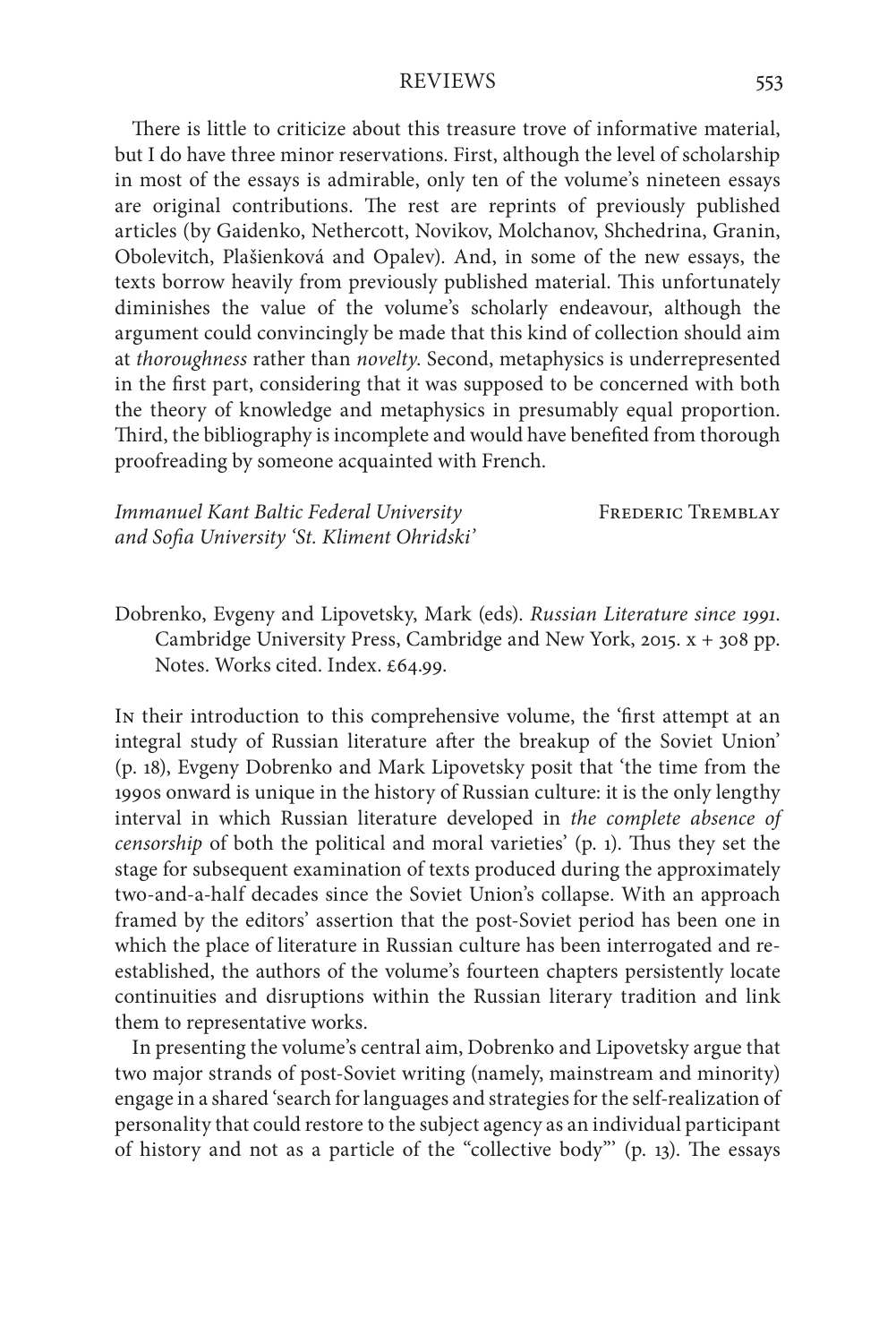There is little to criticize about this treasure trove of informative material, but I do have three minor reservations. First, although the level of scholarship in most of the essays is admirable, only ten of the volume's nineteen essays are original contributions. The rest are reprints of previously published articles (by Gaidenko, Nethercott, Novikov, Molchanov, Shchedrina, Granin, Obolevitch, Plašienková and Opalev). And, in some of the new essays, the texts borrow heavily from previously published material. This unfortunately diminishes the value of the volume's scholarly endeavour, although the argument could convincingly be made that this kind of collection should aim at *thoroughness* rather than *novelty*. Second, metaphysics is underrepresented in the first part, considering that it was supposed to be concerned with both the theory of knowledge and metaphysics in presumably equal proportion. Third, the bibliography is incomplete and would have benefited from thorough proofreading by someone acquainted with French.

*Immanuel Kant Baltic Federal University and Sofia University 'St. Kliment Ohridski'* — Frederic Tremblay

Dobrenko, Evgeny and Lipovetsky, Mark (eds). *Russian Literature since 1991.* Cambridge University Press, Cambridge and New York, 2015. x + 308 pp. Notes. Works cited. Index. £64.99.

In their introduction to this comprehensive volume, the 'first attempt at an integral study of Russian literature after the breakup of the Soviet Union' (p. 18), Evgeny Dobrenko and Mark Lipovetsky posit that 'the time from the 1990s onward is unique in the history of Russian culture: it is the only lengthy interval in which Russian literature developed in *the complete absence of censorship* of both the political and moral varieties' (p. 1). Thus they set the stage for subsequent examination of texts produced during the approximately two-and-a-half decades since the Soviet Union's collapse. With an approach framed by the editors' assertion that the post-Soviet period has been one in which the place of literature in Russian culture has been interrogated and re-established, the authors of the volume's fourteen chapters persistently locate continuities and disruptions within the Russian literary tradition and link them to representative works.

In presenting the volume's central aim, Dobrenko and Lipovetsky argue that two major strands of post-Soviet writing (namely, mainstream and minority) engage in a shared 'search for languages and strategies for the self-realization of personality that could restore to the subject agency as an individual participant of history and not as a particle of the "collective body"' (p. 13). The essays